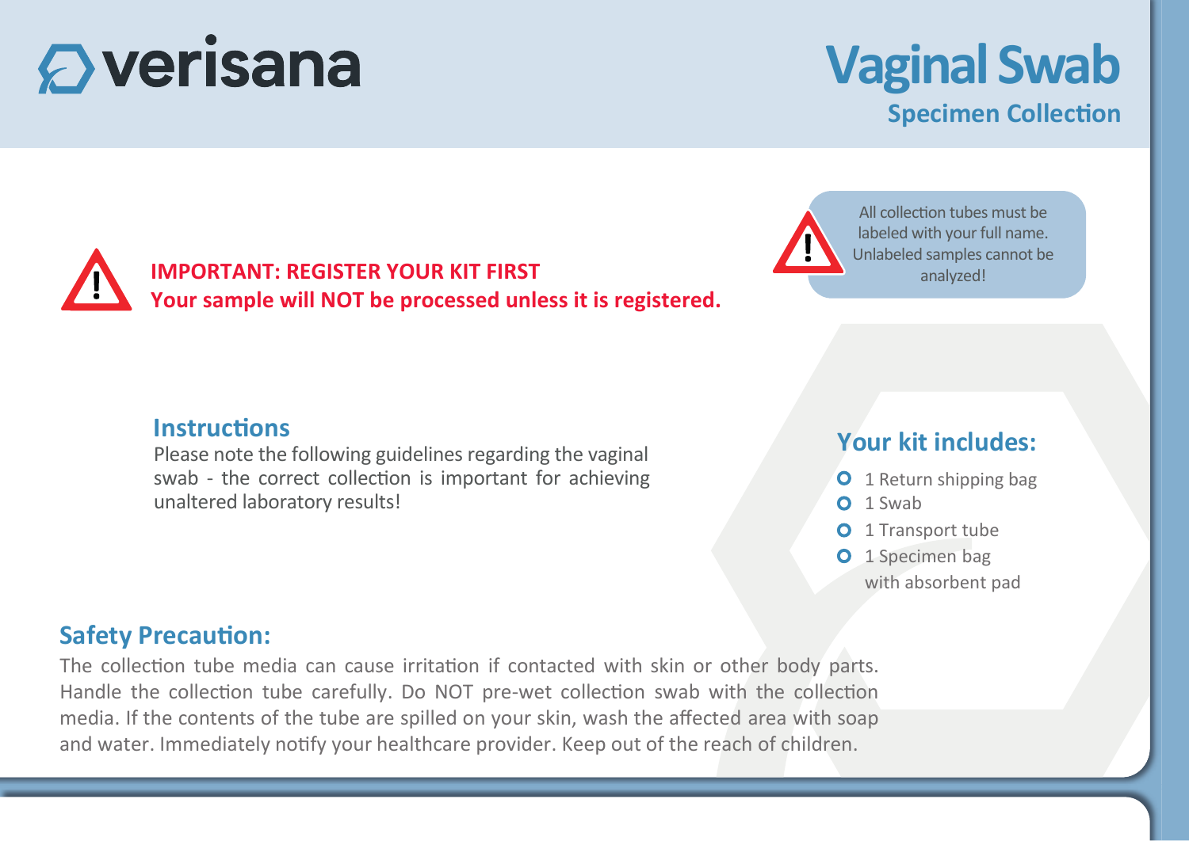verisana

# Vaginal Swab

## Specimen Collection

**IMPORTANT: REGISTER YOUR KIT FIRST**
**Your sample will NOT be processed unless it is registered.**

All collection tubes must be labeled with your full name. Unlabeled samples cannot be analyzed!

## Instructions

Please note the following guidelines regarding the vaginal swab - the correct collection is important for achieving unaltered laboratory results!

## Your kit includes:

- 1 Return shipping bag
- 1 Swab
- 1 Transport tube
- 1 Specimen bag with absorbent pad

## Safety Precaution:

The collection tube media can cause irritation if contacted with skin or other body parts. Handle the collection tube carefully. Do NOT pre-wet collection swab with the collection media. If the contents of the tube are spilled on your skin, wash the affected area with soap and water. Immediately notify your healthcare provider. Keep out of the reach of children.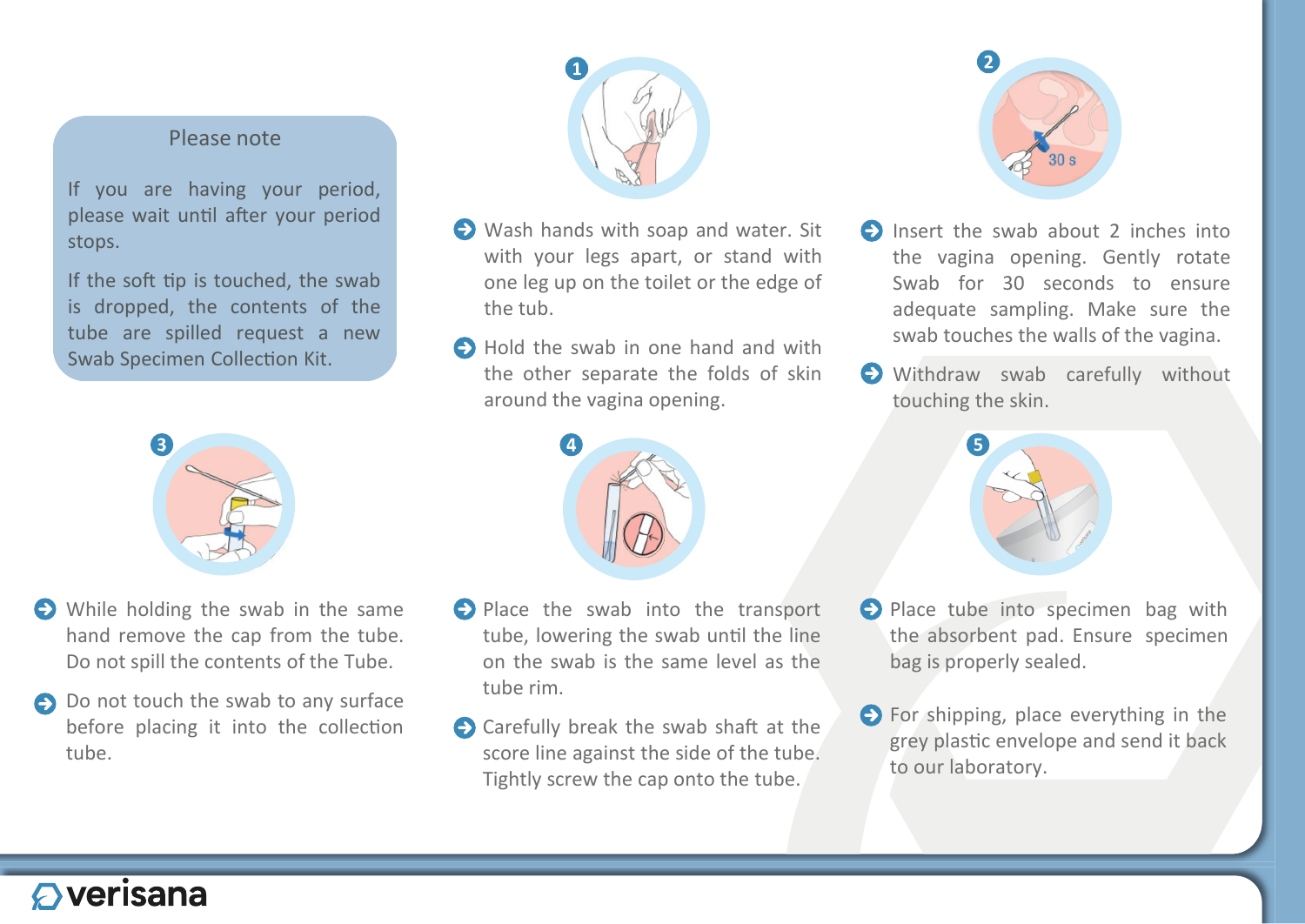## Please note

If you are having your period, please wait until after your period stops.

If the soft tip is touched, the swab is dropped, the contents of the tube are spilled request a new Swab Specimen Collection Kit.

### 1

- Wash hands with soap and water. Sit with your legs apart, or stand with one leg up on the toilet or the edge of the tub.
- Hold the swab in one hand and with the other separate the folds of skin around the vagina opening.

### 2

30 s

- Insert the swab about 2 inches into the vagina opening. Gently rotate Swab for 30 seconds to ensure adequate sampling. Make sure the swab touches the walls of the vagina.
- Withdraw swab carefully without touching the skin.

### 3

- While holding the swab in the same hand remove the cap from the tube. Do not spill the contents of the Tube.
- Do not touch the swab to any surface before placing it into the collection tube.

### 4

- Place the swab into the transport tube, lowering the swab until the line on the swab is the same level as the tube rim.
- Carefully break the swab shaft at the score line against the side of the tube. Tightly screw the cap onto the tube.

### 5

- Place tube into specimen bag with the absorbent pad. Ensure specimen bag is properly sealed.
- For shipping, place everything in the grey plastic envelope and send it back to our laboratory.

verisana